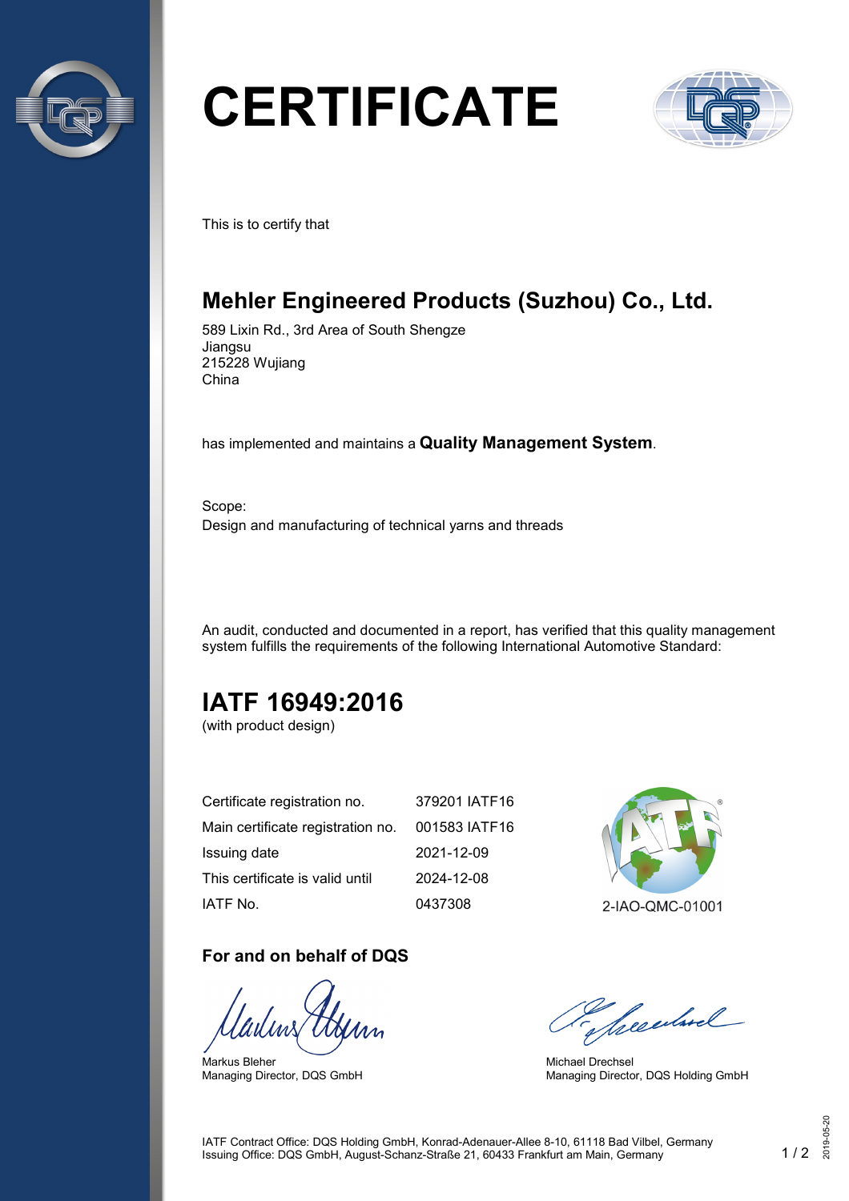# CERTIFICATE

This is to certify that

## Mehler Engineered Products (Suzhou) Co., Ltd.

589 Lixin Rd., 3rd Area of South Shengze
Jiangsu
215228 Wujiang
China

has implemented and maintains a **Quality Management System**.

Scope:
Design and manufacturing of technical yarns and threads

An audit, conducted and documented in a report, has verified that this quality management system fulfills the requirements of the following International Automotive Standard:

## IATF 16949:2016

(with product design)

| | |
|---|---|
| Certificate registration no. | 379201 IATF16 |
| Main certificate registration no. | 001583 IATF16 |
| Issuing date | 2021-12-09 |
| This certificate is valid until | 2024-12-08 |
| IATF No. | 0437308 |

2-IAO-QMC-01001

**For and on behalf of DQS**

Markus Bleher
Managing Director, DQS GmbH

Michael Drechsel
Managing Director, DQS Holding GmbH

IATF Contract Office: DQS Holding GmbH, Konrad-Adenauer-Allee 8-10, 61118 Bad Vilbel, Germany
Issuing Office: DQS GmbH, August-Schanz-Straße 21, 60433 Frankfurt am Main, Germany

2019-05-20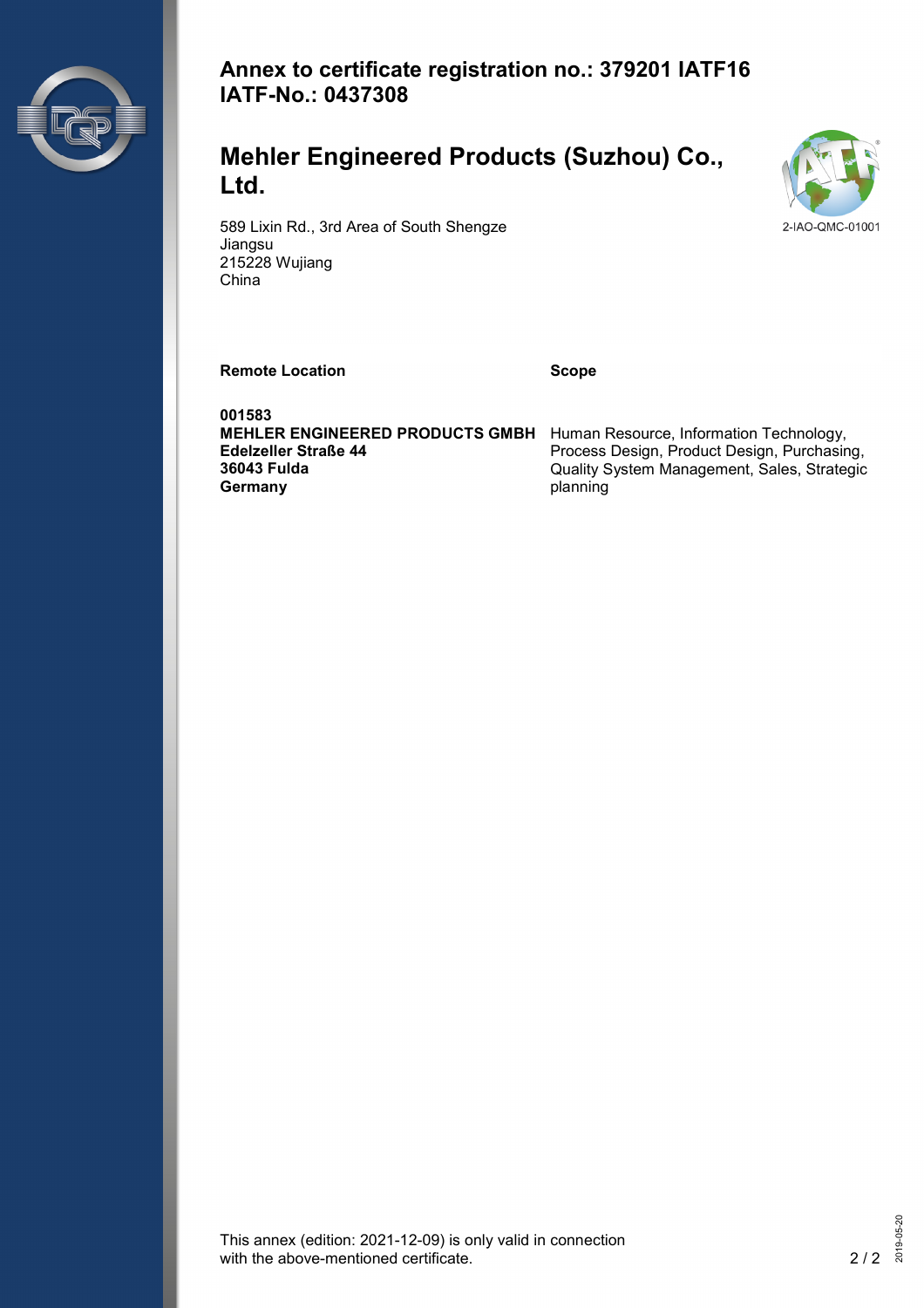**Annex to certificate registration no.: 379201 IATF16**
**IATF-No.: 0437308**

# Mehler Engineered Products (Suzhou) Co., Ltd.

589 Lixin Rd., 3rd Area of South Shengze
Jiangsu
215228 Wujiang
China

2-IAO-QMC-01001

| Remote Location | Scope |
|---|---|
| **001583**<br>**MEHLER ENGINEERED PRODUCTS GMBH**<br>**Edelzeller Straße 44**<br>**36043 Fulda**<br>**Germany** | Human Resource, Information Technology, Process Design, Product Design, Purchasing, Quality System Management, Sales, Strategic planning |

This annex (edition: 2021-12-09) is only valid in connection with the above-mentioned certificate.

2019-05-20